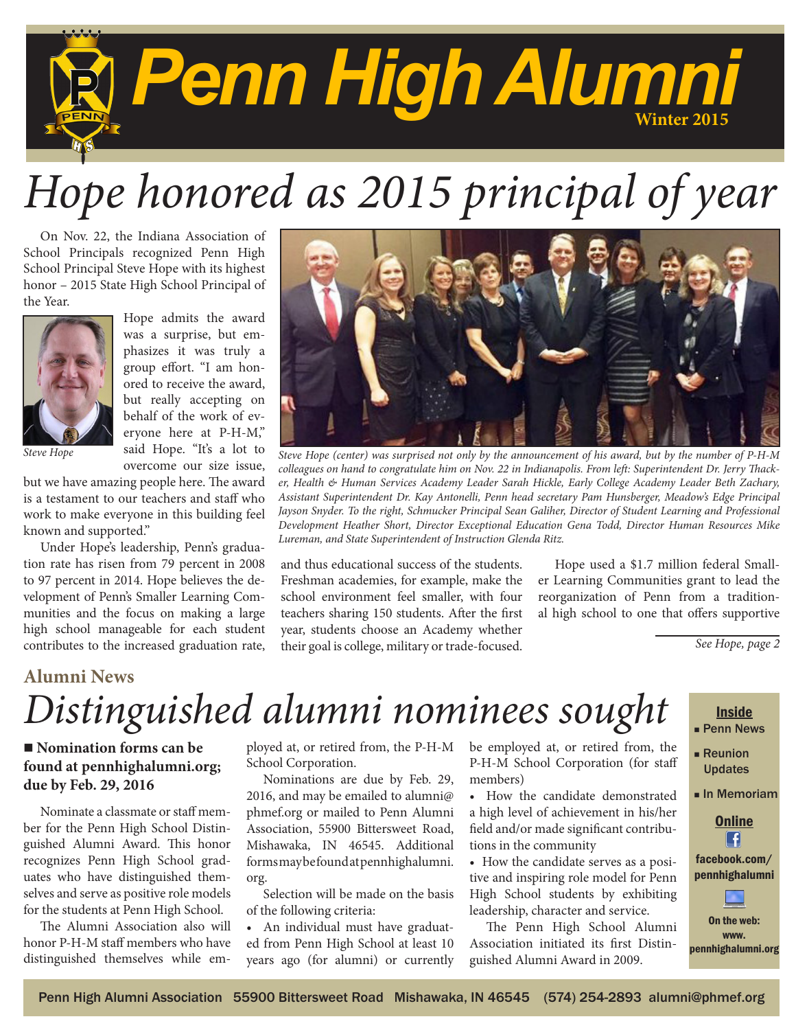# Penn High Alumni

Winter 2015

# Hope honored as 2015 principal of year

On Nov. 22, the Indiana Association of School Principals recognized Penn High School Principal Steve Hope with its highest honor – 2015 State High School Principal of the Year.

*Steve Hope*

Hope admits the award was a surprise, but emphasizes it was truly a group effort. "I am honored to receive the award, but really accepting on behalf of the work of everyone here at P-H-M," said Hope. "It's a lot to overcome our size issue, but we have amazing people here. The award is a testament to our teachers and staff who work to make everyone in this building feel known and supported."

*Steve Hope (center) was surprised not only by the announcement of his award, but by the number of P-H-M colleagues on hand to congratulate him on Nov. 22 in Indianapolis. From left: Superintendent Dr. Jerry Thacker, Health & Human Services Academy Leader Sarah Hickle, Early College Academy Leader Beth Zachary, Assistant Superintendent Dr. Kay Antonelli, Penn head secretary Pam Hunsberger, Meadow's Edge Principal Jayson Snyder. To the right, Schmucker Principal Sean Galiher, Director of Student Learning and Professional Development Heather Short, Director Exceptional Education Gena Todd, Director Human Resources Mike Lureman, and State Superintendent of Instruction Glenda Ritz.*

Under Hope's leadership, Penn's graduation rate has risen from 79 percent in 2008 to 97 percent in 2014. Hope believes the development of Penn's Smaller Learning Communities and the focus on making a large high school manageable for each student contributes to the increased graduation rate, and thus educational success of the students. Freshman academies, for example, make the school environment feel smaller, with four teachers sharing 150 students. After the first year, students choose an Academy whether their goal is college, military or trade-focused.

Hope used a $1.7 million federal Smaller Learning Communities grant to lead the reorganization of Penn from a traditional high school to one that offers supportive

*See Hope, page 2*

## Alumni News

# Distinguished alumni nominees sought

**■ Nomination forms can be found at pennhighalumni.org; due by Feb. 29, 2016**

Nominate a classmate or staff member for the Penn High School Distinguished Alumni Award. This honor recognizes Penn High School graduates who have distinguished themselves and serve as positive role models for the students at Penn High School.

The Alumni Association also will honor P-H-M staff members who have distinguished themselves while employed at, or retired from, the P-H-M School Corporation.

Nominations are due by Feb. 29, 2016, and may be emailed to alumni@phmef.org or mailed to Penn Alumni Association, 55900 Bittersweet Road, Mishawaka, IN 46545. Additional forms may be found at pennhighalumni.org.

Selection will be made on the basis of the following criteria:

- An individual must have graduated from Penn High School at least 10 years ago (for alumni) or currently be employed at, or retired from, the P-H-M School Corporation (for staff members)
- How the candidate demonstrated a high level of achievement in his/her field and/or made significant contributions in the community
- How the candidate serves as a positive and inspiring role model for Penn High School students by exhibiting leadership, character and service.

The Penn High School Alumni Association initiated its first Distinguished Alumni Award in 2009.

**Inside**

- Penn News
- Reunion Updates
- In Memoriam

**Online**

facebook.com/pennhighalumni

On the web: www.pennhighalumni.org

Penn High Alumni Association 55900 Bittersweet Road Mishawaka, IN 46545 (574) 254-2893 alumni@phmef.org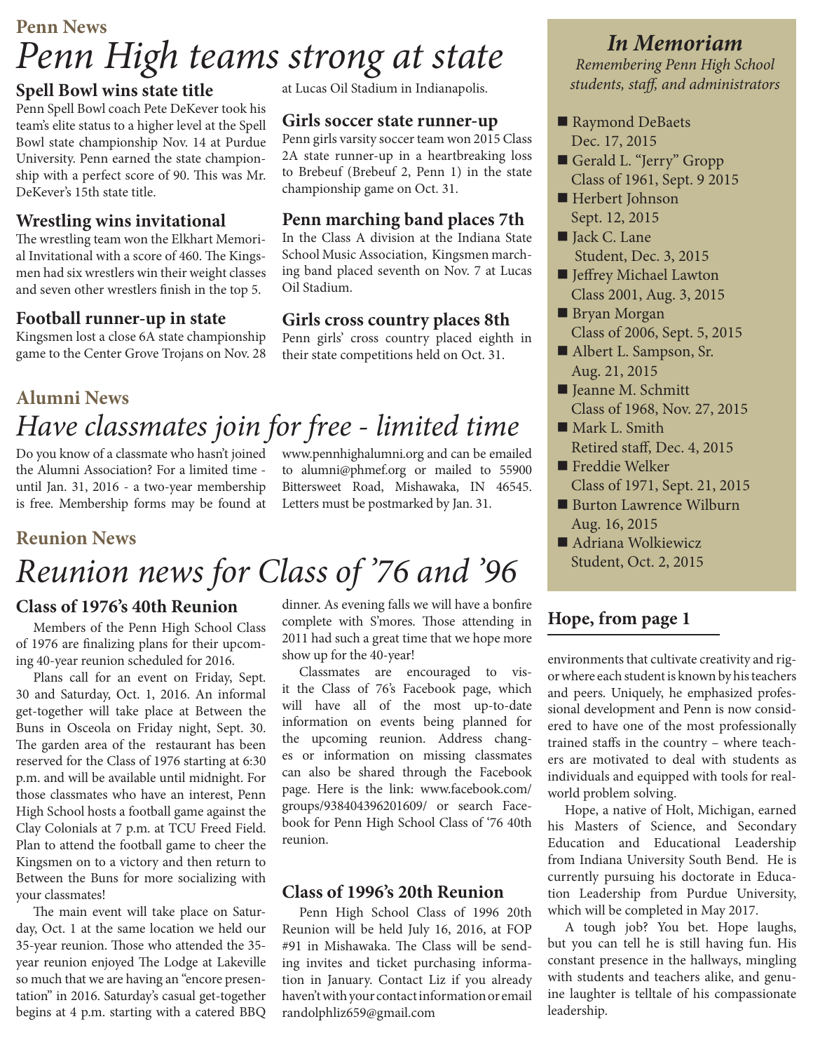## Penn News

# Penn High teams strong at state

### Spell Bowl wins state title

Penn Spell Bowl coach Pete DeKever took his team's elite status to a higher level at the Spell Bowl state championship Nov. 14 at Purdue University. Penn earned the state championship with a perfect score of 90. This was Mr. DeKever's 15th state title.

### Wrestling wins invitational

The wrestling team won the Elkhart Memorial Invitational with a score of 460. The Kingsmen had six wrestlers win their weight classes and seven other wrestlers finish in the top 5.

### Football runner-up in state

Kingsmen lost a close 6A state championship game to the Center Grove Trojans on Nov. 28 at Lucas Oil Stadium in Indianapolis.

### Girls soccer state runner-up

Penn girls varsity soccer team won 2015 Class 2A state runner-up in a heartbreaking loss to Brebeuf (Brebeuf 2, Penn 1) in the state championship game on Oct. 31.

### Penn marching band places 7th

In the Class A division at the Indiana State School Music Association, Kingsmen marching band placed seventh on Nov. 7 at Lucas Oil Stadium.

### Girls cross country places 8th

Penn girls' cross country placed eighth in their state competitions held on Oct. 31.

## Alumni News

# Have classmates join for free - limited time

Do you know of a classmate who hasn't joined the Alumni Association? For a limited time - until Jan. 31, 2016 - a two-year membership is free. Membership forms may be found at www.pennhighalumni.org and can be emailed to alumni@phmef.org or mailed to 55900 Bittersweet Road, Mishawaka, IN 46545. Letters must be postmarked by Jan. 31.

## Reunion News

# Reunion news for Class of '76 and '96

### Class of 1976's 40th Reunion

Members of the Penn High School Class of 1976 are finalizing plans for their upcoming 40-year reunion scheduled for 2016.

Plans call for an event on Friday, Sept. 30 and Saturday, Oct. 1, 2016. An informal get-together will take place at Between the Buns in Osceola on Friday night, Sept. 30. The garden area of the restaurant has been reserved for the Class of 1976 starting at 6:30 p.m. and will be available until midnight. For those classmates who have an interest, Penn High School hosts a football game against the Clay Colonials at 7 p.m. at TCU Freed Field. Plan to attend the football game to cheer the Kingsmen on to a victory and then return to Between the Buns for more socializing with your classmates!

The main event will take place on Saturday, Oct. 1 at the same location we held our 35-year reunion. Those who attended the 35-year reunion enjoyed The Lodge at Lakeville so much that we are having an "encore presentation" in 2016. Saturday's casual get-together begins at 4 p.m. starting with a catered BBQ dinner. As evening falls we will have a bonfire complete with S'mores. Those attending in 2011 had such a great time that we hope more show up for the 40-year!

Classmates are encouraged to visit the Class of 76's Facebook page, which will have all of the most up-to-date information on events being planned for the upcoming reunion. Address changes or information on missing classmates can also be shared through the Facebook page. Here is the link: www.facebook.com/groups/938404396201609/ or search Facebook for Penn High School Class of '76 40th reunion.

### Class of 1996's 20th Reunion

Penn High School Class of 1996 20th Reunion will be held July 16, 2016, at FOP #91 in Mishawaka. The Class will be sending invites and ticket purchasing information in January. Contact Liz if you already haven't with your contact information or email randolphliz659@gmail.com

## *In Memoriam*

*Remembering Penn High School students, staff, and administrators*

- Raymond DeBaets
  Dec. 17, 2015
- Gerald L. "Jerry" Gropp
  Class of 1961, Sept. 9 2015
- Herbert Johnson
  Sept. 12, 2015
- Jack C. Lane
  Student, Dec. 3, 2015
- Jeffrey Michael Lawton
  Class 2001, Aug. 3, 2015
- Bryan Morgan
  Class of 2006, Sept. 5, 2015
- Albert L. Sampson, Sr.
  Aug. 21, 2015
- Jeanne M. Schmitt
  Class of 1968, Nov. 27, 2015
- Mark L. Smith
  Retired staff, Dec. 4, 2015
- Freddie Welker
  Class of 1971, Sept. 21, 2015
- Burton Lawrence Wilburn
  Aug. 16, 2015
- Adriana Wolkiewicz
  Student, Oct. 2, 2015

### Hope, from page 1

environments that cultivate creativity and rigor where each student is known by his teachers and peers. Uniquely, he emphasized professional development and Penn is now considered to have one of the most professionally trained staffs in the country – where teachers are motivated to deal with students as individuals and equipped with tools for real-world problem solving.

Hope, a native of Holt, Michigan, earned his Masters of Science, and Secondary Education and Educational Leadership from Indiana University South Bend. He is currently pursuing his doctorate in Education Leadership from Purdue University, which will be completed in May 2017.

A tough job? You bet. Hope laughs, but you can tell he is still having fun. His constant presence in the hallways, mingling with students and teachers alike, and genuine laughter is telltale of his compassionate leadership.